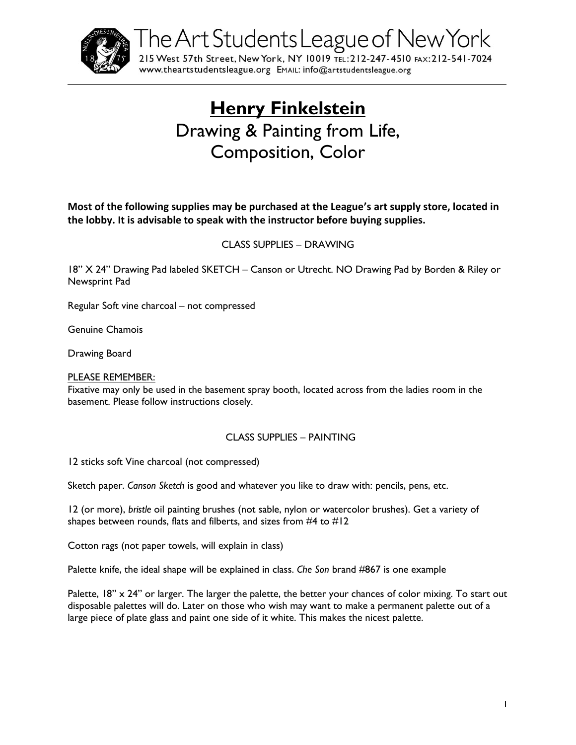The Art Students League of New York

215 West 57th Street, New York, NY 10019 TEL: 212-247-4510 FAX: 212-541-7024
www.theartstudentsleague.org EMAIL: info@artstudentsleague.org

# Henry Finkelstein

## Drawing & Painting from Life, Composition, Color

**Most of the following supplies may be purchased at the League's art supply store, located in the lobby. It is advisable to speak with the instructor before buying supplies.**

### CLASS SUPPLIES – DRAWING

18" X 24" Drawing Pad labeled SKETCH – Canson or Utrecht. NO Drawing Pad by Borden & Riley or Newsprint Pad

Regular Soft vine charcoal – not compressed

Genuine Chamois

Drawing Board

PLEASE REMEMBER:
Fixative may only be used in the basement spray booth, located across from the ladies room in the basement. Please follow instructions closely.

### CLASS SUPPLIES – PAINTING

12 sticks soft Vine charcoal (not compressed)

Sketch paper. *Canson Sketch* is good and whatever you like to draw with: pencils, pens, etc.

12 (or more), *bristle* oil painting brushes (not sable, nylon or watercolor brushes). Get a variety of shapes between rounds, flats and filberts, and sizes from #4 to #12

Cotton rags (not paper towels, will explain in class)

Palette knife, the ideal shape will be explained in class. *Che Son* brand #867 is one example

Palette, 18" x 24" or larger. The larger the palette, the better your chances of color mixing. To start out disposable palettes will do. Later on those who wish may want to make a permanent palette out of a large piece of plate glass and paint one side of it white. This makes the nicest palette.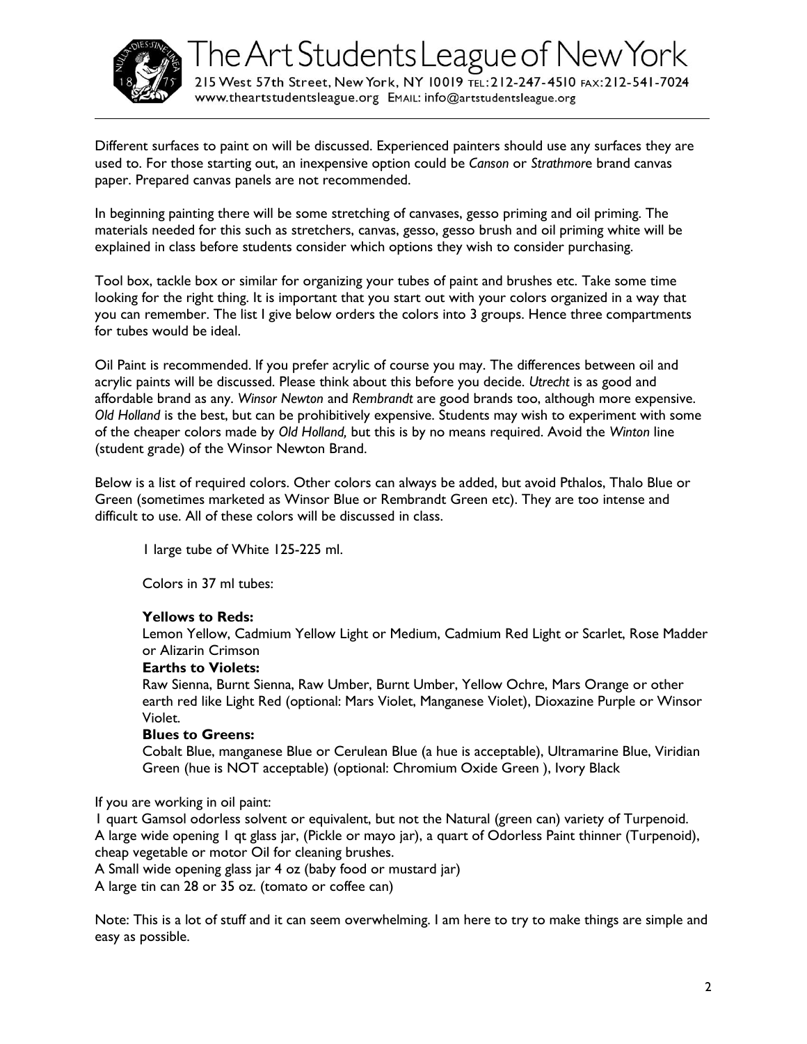Different surfaces to paint on will be discussed. Experienced painters should use any surfaces they are used to. For those starting out, an inexpensive option could be *Canson* or *Strathmore* brand canvas paper. Prepared canvas panels are not recommended.

In beginning painting there will be some stretching of canvases, gesso priming and oil priming. The materials needed for this such as stretchers, canvas, gesso, gesso brush and oil priming white will be explained in class before students consider which options they wish to consider purchasing.

Tool box, tackle box or similar for organizing your tubes of paint and brushes etc. Take some time looking for the right thing. It is important that you start out with your colors organized in a way that you can remember. The list I give below orders the colors into 3 groups. Hence three compartments for tubes would be ideal.

Oil Paint is recommended. If you prefer acrylic of course you may. The differences between oil and acrylic paints will be discussed. Please think about this before you decide. *Utrecht* is as good and affordable brand as any. *Winsor Newton* and *Rembrandt* are good brands too, although more expensive. *Old Holland* is the best, but can be prohibitively expensive. Students may wish to experiment with some of the cheaper colors made by *Old Holland,* but this is by no means required. Avoid the *Winton* line (student grade) of the Winsor Newton Brand.

Below is a list of required colors. Other colors can always be added, but avoid Pthalos, Thalo Blue or Green (sometimes marketed as Winsor Blue or Rembrandt Green etc). They are too intense and difficult to use. All of these colors will be discussed in class.

1 large tube of White 125-225 ml.

Colors in 37 ml tubes:

**Yellows to Reds:**
Lemon Yellow, Cadmium Yellow Light or Medium, Cadmium Red Light or Scarlet, Rose Madder or Alizarin Crimson

**Earths to Violets:**
Raw Sienna, Burnt Sienna, Raw Umber, Burnt Umber, Yellow Ochre, Mars Orange or other earth red like Light Red (optional: Mars Violet, Manganese Violet), Dioxazine Purple or Winsor Violet.

**Blues to Greens:**
Cobalt Blue, manganese Blue or Cerulean Blue (a hue is acceptable), Ultramarine Blue, Viridian Green (hue is NOT acceptable) (optional: Chromium Oxide Green ), Ivory Black

If you are working in oil paint:

1 quart Gamsol odorless solvent or equivalent, but not the Natural (green can) variety of Turpenoid.
A large wide opening 1 qt glass jar, (Pickle or mayo jar), a quart of Odorless Paint thinner (Turpenoid), cheap vegetable or motor Oil for cleaning brushes.
A Small wide opening glass jar 4 oz (baby food or mustard jar)
A large tin can 28 or 35 oz. (tomato or coffee can)

Note: This is a lot of stuff and it can seem overwhelming. I am here to try to make things are simple and easy as possible.